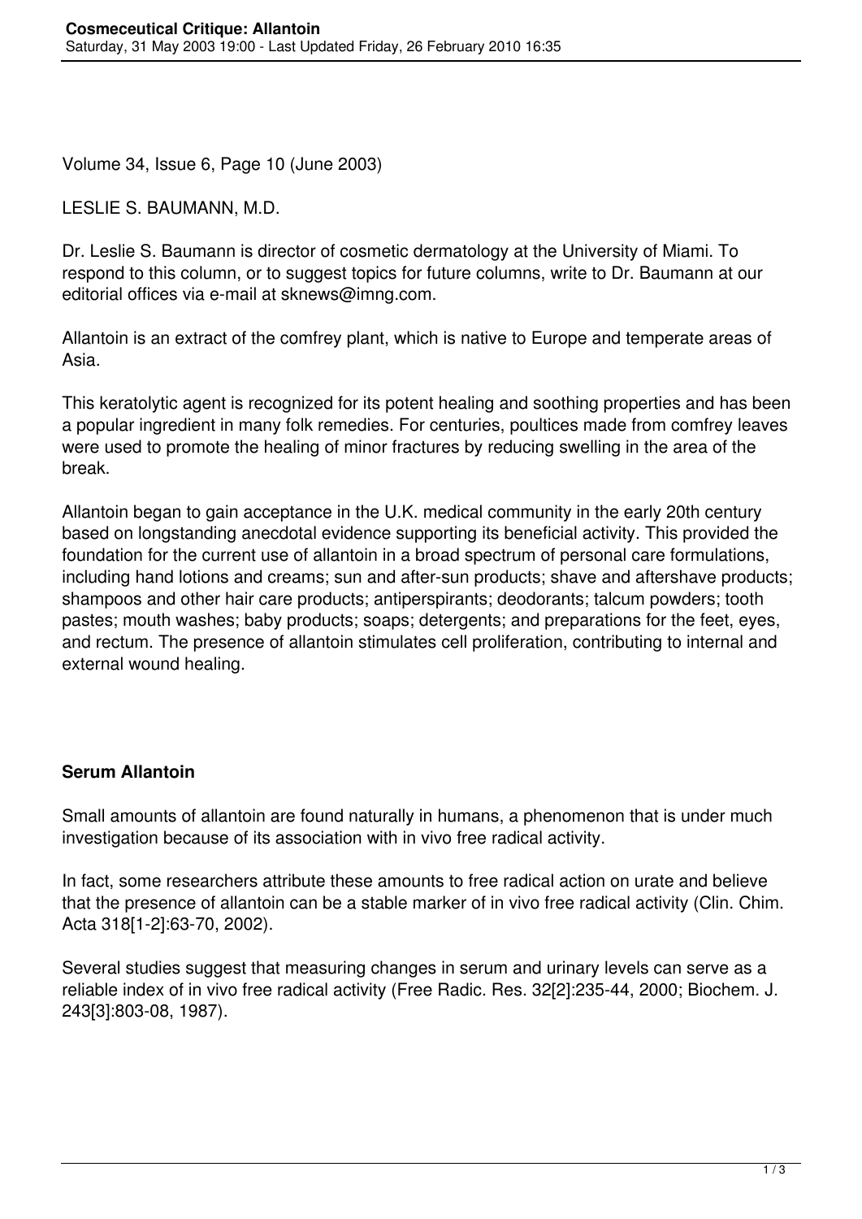# Cosmeceutical Critique: Allantoin

Saturday, 31 May 2003 19:00 - Last Updated Friday, 26 February 2010 16:35

Volume 34, Issue 6, Page 10 (June 2003)

LESLIE S. BAUMANN, M.D.

Dr. Leslie S. Baumann is director of cosmetic dermatology at the University of Miami. To respond to this column, or to suggest topics for future columns, write to Dr. Baumann at our editorial offices via e-mail at sknews@imng.com.

Allantoin is an extract of the comfrey plant, which is native to Europe and temperate areas of Asia.

This keratolytic agent is recognized for its potent healing and soothing properties and has been a popular ingredient in many folk remedies. For centuries, poultices made from comfrey leaves were used to promote the healing of minor fractures by reducing swelling in the area of the break.

Allantoin began to gain acceptance in the U.K. medical community in the early 20th century based on longstanding anecdotal evidence supporting its beneficial activity. This provided the foundation for the current use of allantoin in a broad spectrum of personal care formulations, including hand lotions and creams; sun and after-sun products; shave and aftershave products; shampoos and other hair care products; antiperspirants; deodorants; talcum powders; tooth pastes; mouth washes; baby products; soaps; detergents; and preparations for the feet, eyes, and rectum. The presence of allantoin stimulates cell proliferation, contributing to internal and external wound healing.

## Serum Allantoin

Small amounts of allantoin are found naturally in humans, a phenomenon that is under much investigation because of its association with in vivo free radical activity.

In fact, some researchers attribute these amounts to free radical action on urate and believe that the presence of allantoin can be a stable marker of in vivo free radical activity (Clin. Chim. Acta 318[1-2]:63-70, 2002).

Several studies suggest that measuring changes in serum and urinary levels can serve as a reliable index of in vivo free radical activity (Free Radic. Res. 32[2]:235-44, 2000; Biochem. J. 243[3]:803-08, 1987).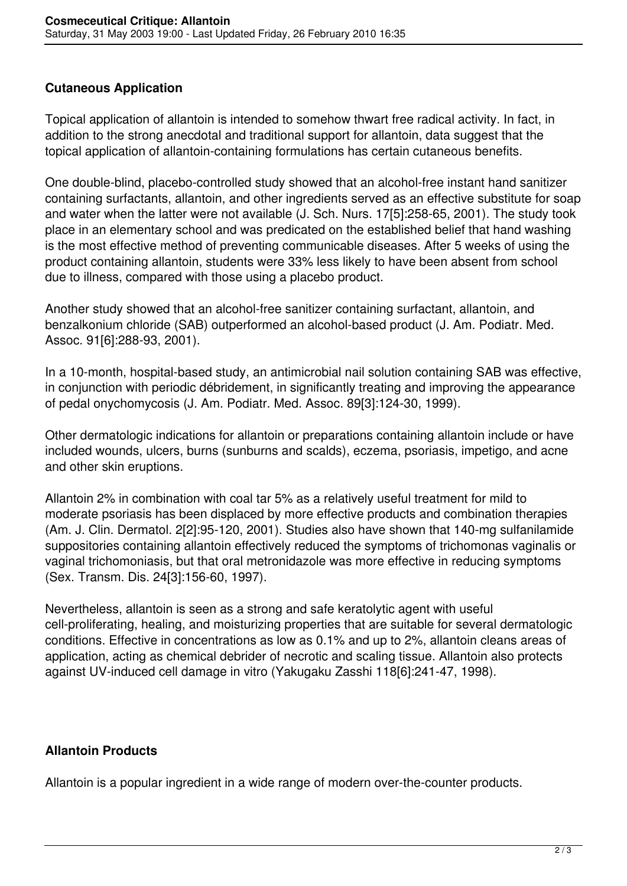## Cutaneous Application

Topical application of allantoin is intended to somehow thwart free radical activity. In fact, in addition to the strong anecdotal and traditional support for allantoin, data suggest that the topical application of allantoin-containing formulations has certain cutaneous benefits.

One double-blind, placebo-controlled study showed that an alcohol-free instant hand sanitizer containing surfactants, allantoin, and other ingredients served as an effective substitute for soap and water when the latter were not available (J. Sch. Nurs. 17[5]:258-65, 2001). The study took place in an elementary school and was predicated on the established belief that hand washing is the most effective method of preventing communicable diseases. After 5 weeks of using the product containing allantoin, students were 33% less likely to have been absent from school due to illness, compared with those using a placebo product.

Another study showed that an alcohol-free sanitizer containing surfactant, allantoin, and benzalkonium chloride (SAB) outperformed an alcohol-based product (J. Am. Podiatr. Med. Assoc. 91[6]:288-93, 2001).

In a 10-month, hospital-based study, an antimicrobial nail solution containing SAB was effective, in conjunction with periodic débridement, in significantly treating and improving the appearance of pedal onychomycosis (J. Am. Podiatr. Med. Assoc. 89[3]:124-30, 1999).

Other dermatologic indications for allantoin or preparations containing allantoin include or have included wounds, ulcers, burns (sunburns and scalds), eczema, psoriasis, impetigo, and acne and other skin eruptions.

Allantoin 2% in combination with coal tar 5% as a relatively useful treatment for mild to moderate psoriasis has been displaced by more effective products and combination therapies (Am. J. Clin. Dermatol. 2[2]:95-120, 2001). Studies also have shown that 140-mg sulfanilamide suppositories containing allantoin effectively reduced the symptoms of trichomonas vaginalis or vaginal trichomoniasis, but that oral metronidazole was more effective in reducing symptoms (Sex. Transm. Dis. 24[3]:156-60, 1997).

Nevertheless, allantoin is seen as a strong and safe keratolytic agent with useful cell-proliferating, healing, and moisturizing properties that are suitable for several dermatologic conditions. Effective in concentrations as low as 0.1% and up to 2%, allantoin cleans areas of application, acting as chemical debrider of necrotic and scaling tissue. Allantoin also protects against UV-induced cell damage in vitro (Yakugaku Zasshi 118[6]:241-47, 1998).

## Allantoin Products

Allantoin is a popular ingredient in a wide range of modern over-the-counter products.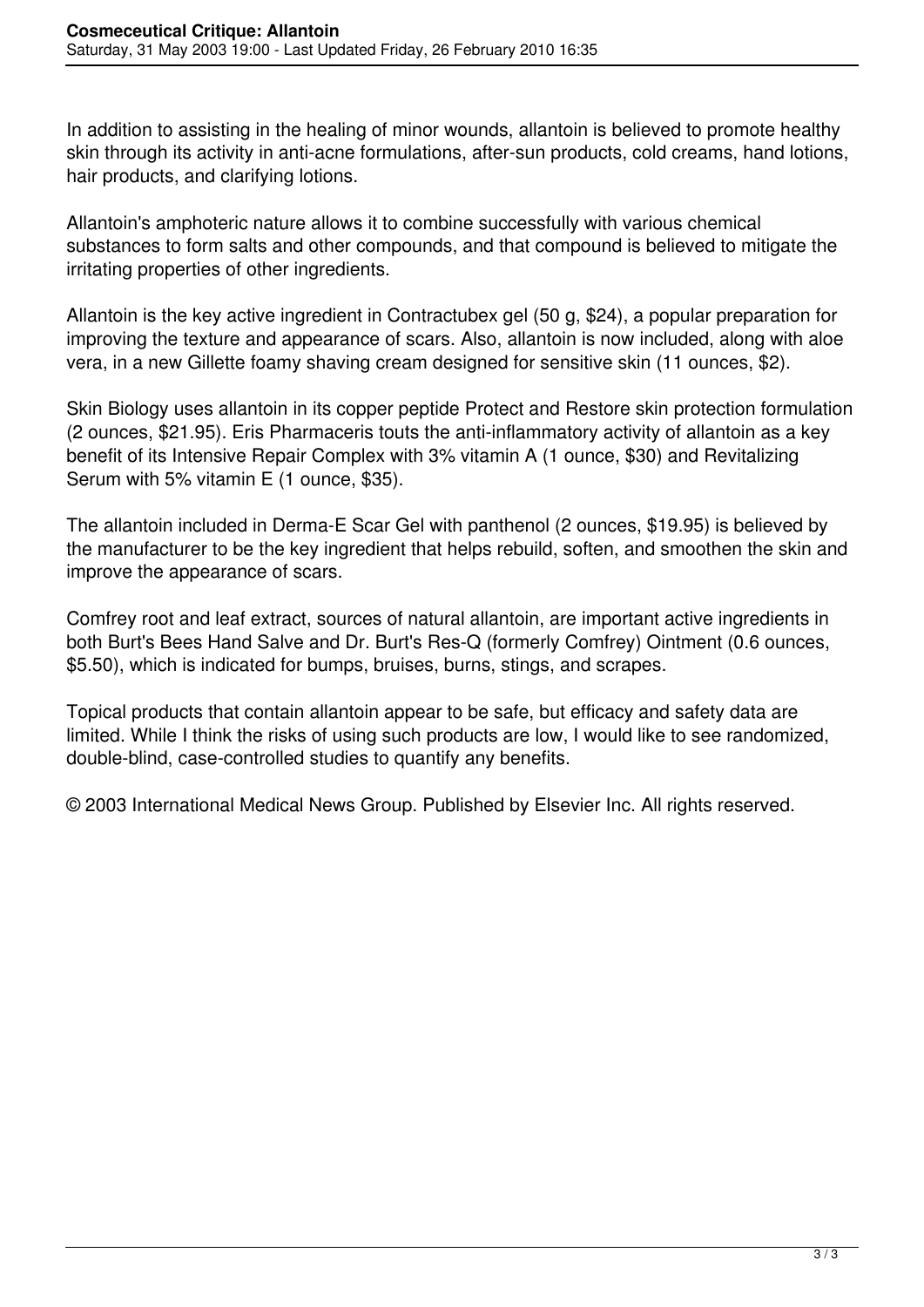In addition to assisting in the healing of minor wounds, allantoin is believed to promote healthy skin through its activity in anti-acne formulations, after-sun products, cold creams, hand lotions, hair products, and clarifying lotions.

Allantoin's amphoteric nature allows it to combine successfully with various chemical substances to form salts and other compounds, and that compound is believed to mitigate the irritating properties of other ingredients.

Allantoin is the key active ingredient in Contractubex gel (50 g, $24), a popular preparation for improving the texture and appearance of scars. Also, allantoin is now included, along with aloe vera, in a new Gillette foamy shaving cream designed for sensitive skin (11 ounces, $2).

Skin Biology uses allantoin in its copper peptide Protect and Restore skin protection formulation (2 ounces, $21.95). Eris Pharmaceris touts the anti-inflammatory activity of allantoin as a key benefit of its Intensive Repair Complex with 3% vitamin A (1 ounce, $30) and Revitalizing Serum with 5% vitamin E (1 ounce, $35).

The allantoin included in Derma-E Scar Gel with panthenol (2 ounces, $19.95) is believed by the manufacturer to be the key ingredient that helps rebuild, soften, and smoothen the skin and improve the appearance of scars.

Comfrey root and leaf extract, sources of natural allantoin, are important active ingredients in both Burt's Bees Hand Salve and Dr. Burt's Res-Q (formerly Comfrey) Ointment (0.6 ounces, $5.50), which is indicated for bumps, bruises, burns, stings, and scrapes.

Topical products that contain allantoin appear to be safe, but efficacy and safety data are limited. While I think the risks of using such products are low, I would like to see randomized, double-blind, case-controlled studies to quantify any benefits.

© 2003 International Medical News Group. Published by Elsevier Inc. All rights reserved.